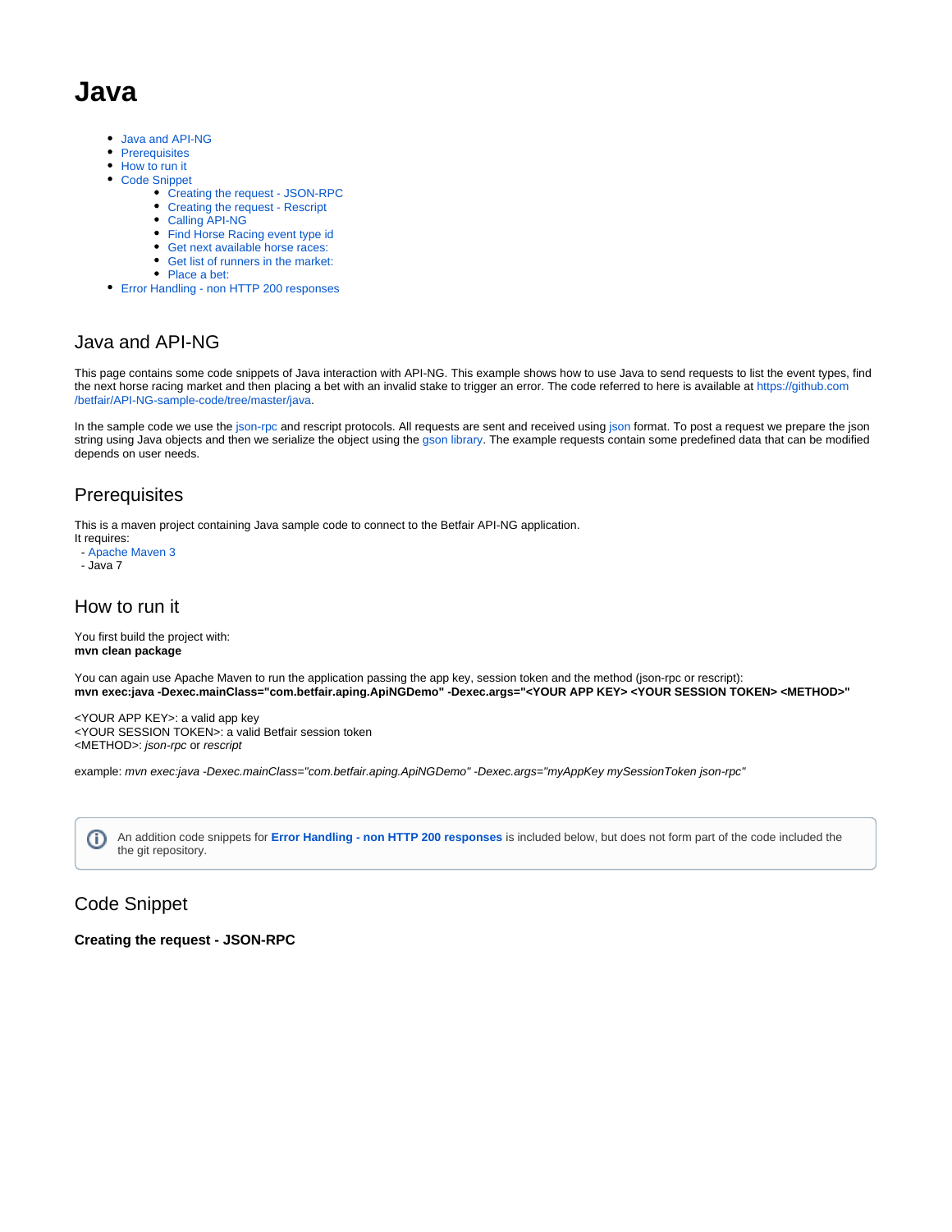# Java

- Java and API-NG
- Prerequisites
- How to run it
- Code Snippet
  - Creating the request - JSON-RPC
  - Creating the request - Rescript
  - Calling API-NG
  - Find Horse Racing event type id
  - Get next available horse races:
  - Get list of runners in the market:
  - Place a bet:
- Error Handling - non HTTP 200 responses

## Java and API-NG

This page contains some code snippets of Java interaction with API-NG. This example shows how to use Java to send requests to list the event types, find the next horse racing market and then placing a bet with an invalid stake to trigger an error. The code referred to here is available at https://github.com/betfair/API-NG-sample-code/tree/master/java.

In the sample code we use the json-rpc and rescript protocols. All requests are sent and received using json format. To post a request we prepare the json string using Java objects and then we serialize the object using the gson library. The example requests contain some predefined data that can be modified depends on user needs.

## Prerequisites

This is a maven project containing Java sample code to connect to the Betfair API-NG application.
It requires:
 - Apache Maven 3
 - Java 7

## How to run it

You first build the project with:
**mvn clean package**

You can again use Apache Maven to run the application passing the app key, session token and the method (json-rpc or rescript):
**mvn exec:java -Dexec.mainClass="com.betfair.aping.ApiNGDemo" -Dexec.args="<YOUR APP KEY> <YOUR SESSION TOKEN> <METHOD>"**

<YOUR APP KEY>: a valid app key
<YOUR SESSION TOKEN>: a valid Betfair session token
<METHOD>: *json-rpc* or *rescript*

example: *mvn exec:java -Dexec.mainClass="com.betfair.aping.ApiNGDemo" -Dexec.args="myAppKey mySessionToken json-rpc"*

> An addition code snippets for **Error Handling - non HTTP 200 responses** is included below, but does not form part of the code included the the git repository.

## Code Snippet

### Creating the request - JSON-RPC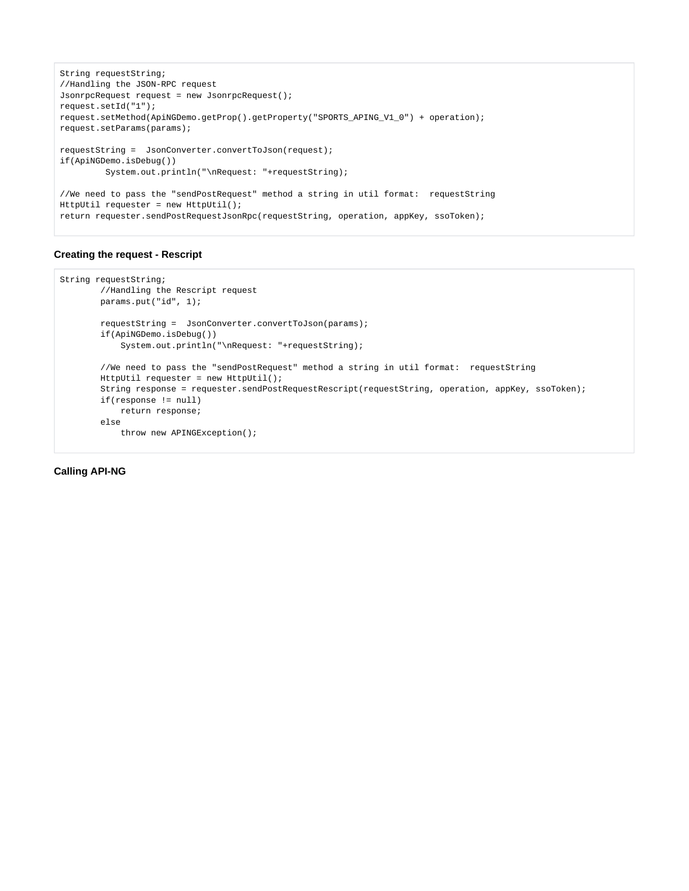```
String requestString;
//Handling the JSON-RPC request
JsonrpcRequest request = new JsonrpcRequest();
request.setId("1");
request.setMethod(ApiNGDemo.getProp().getProperty("SPORTS_APING_V1_0") + operation);
request.setParams(params);

requestString =  JsonConverter.convertToJson(request);
if(ApiNGDemo.isDebug())
         System.out.println("\nRequest: "+requestString);

//We need to pass the "sendPostRequest" method a string in util format:  requestString
HttpUtil requester = new HttpUtil();
return requester.sendPostRequestJsonRpc(requestString, operation, appKey, ssoToken);
```

#### Creating the request - Rescript

```
String requestString;
        //Handling the Rescript request
        params.put("id", 1);

        requestString =  JsonConverter.convertToJson(params);
        if(ApiNGDemo.isDebug())
            System.out.println("\nRequest: "+requestString);

        //We need to pass the "sendPostRequest" method a string in util format:  requestString
        HttpUtil requester = new HttpUtil();
        String response = requester.sendPostRequestRescript(requestString, operation, appKey, ssoToken);
        if(response != null)
            return response;
        else
            throw new APINGException();
```

#### Calling API-NG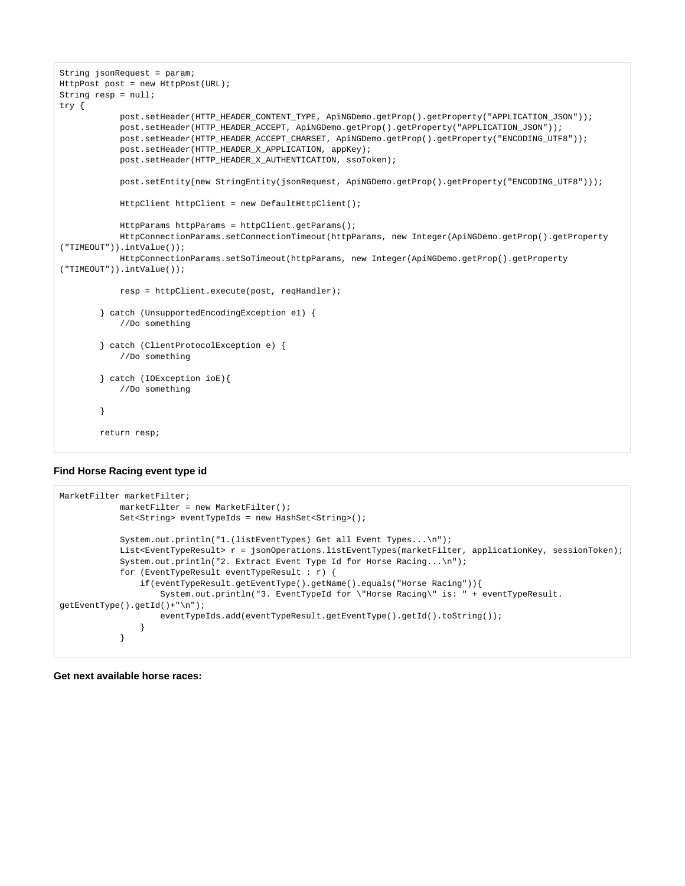```
String jsonRequest = param;
HttpPost post = new HttpPost(URL);
String resp = null;
try {
            post.setHeader(HTTP_HEADER_CONTENT_TYPE, ApiNGDemo.getProp().getProperty("APPLICATION_JSON"));
            post.setHeader(HTTP_HEADER_ACCEPT, ApiNGDemo.getProp().getProperty("APPLICATION_JSON"));
            post.setHeader(HTTP_HEADER_ACCEPT_CHARSET, ApiNGDemo.getProp().getProperty("ENCODING_UTF8"));
            post.setHeader(HTTP_HEADER_X_APPLICATION, appKey);
            post.setHeader(HTTP_HEADER_X_AUTHENTICATION, ssoToken);

            post.setEntity(new StringEntity(jsonRequest, ApiNGDemo.getProp().getProperty("ENCODING_UTF8")));

            HttpClient httpClient = new DefaultHttpClient();

            HttpParams httpParams = httpClient.getParams();
            HttpConnectionParams.setConnectionTimeout(httpParams, new Integer(ApiNGDemo.getProp().getProperty
("TIMEOUT")).intValue());
            HttpConnectionParams.setSoTimeout(httpParams, new Integer(ApiNGDemo.getProp().getProperty
("TIMEOUT")).intValue());

            resp = httpClient.execute(post, reqHandler);

        } catch (UnsupportedEncodingException e1) {
            //Do something

        } catch (ClientProtocolException e) {
            //Do something

        } catch (IOException ioE){
            //Do something

        }

        return resp;
```

**Find Horse Racing event type id**

```
MarketFilter marketFilter;
            marketFilter = new MarketFilter();
            Set<String> eventTypeIds = new HashSet<String>();

            System.out.println("1.(listEventTypes) Get all Event Types...\n");
            List<EventTypeResult> r = jsonOperations.listEventTypes(marketFilter, applicationKey, sessionToken);
            System.out.println("2. Extract Event Type Id for Horse Racing...\n");
            for (EventTypeResult eventTypeResult : r) {
                if(eventTypeResult.getEventType().getName().equals("Horse Racing")){
                    System.out.println("3. EventTypeId for \"Horse Racing\" is: " + eventTypeResult.
getEventType().getId()+"\n");
                    eventTypeIds.add(eventTypeResult.getEventType().getId().toString());
                }
            }
```

**Get next available horse races:**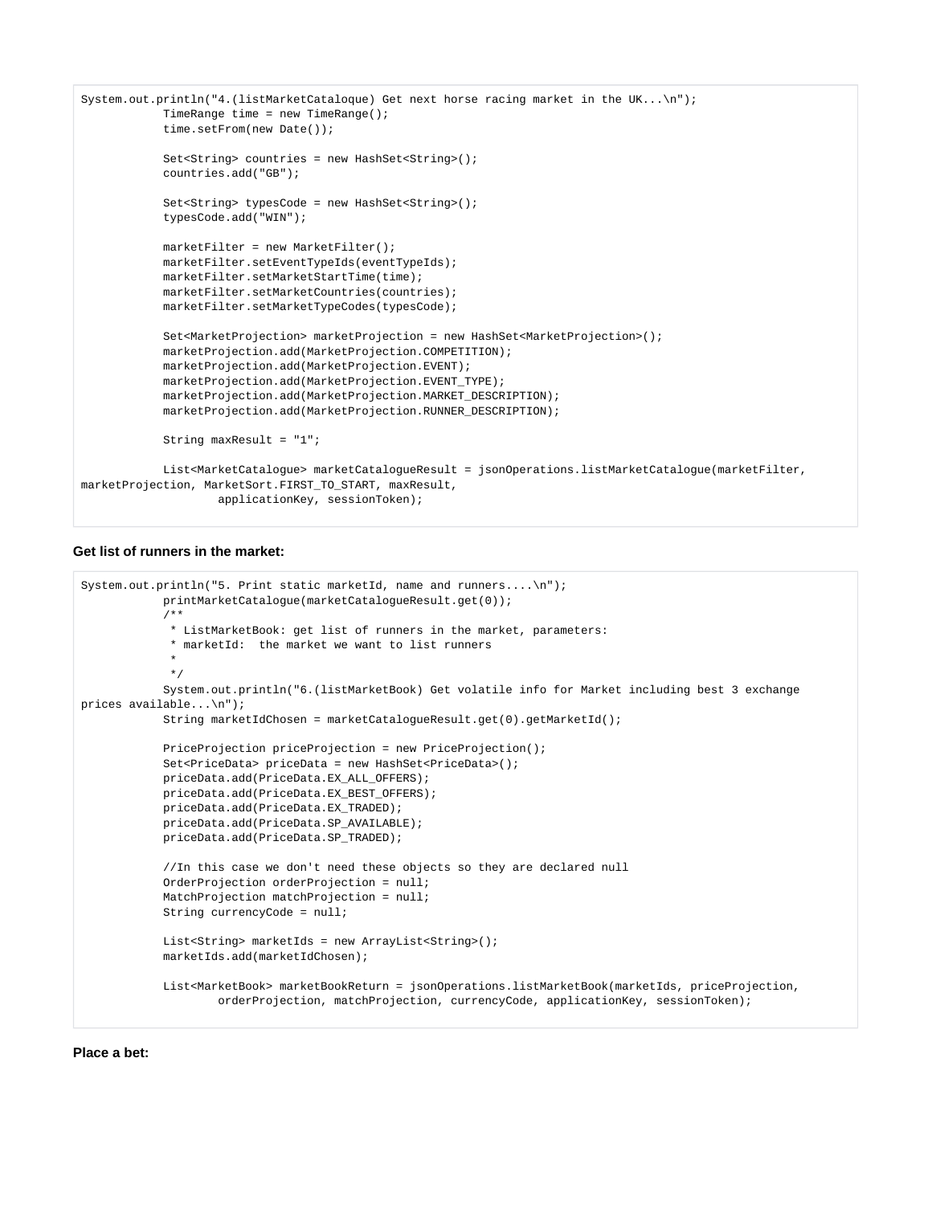```
System.out.println("4.(listMarketCataloque) Get next horse racing market in the UK...\n");
            TimeRange time = new TimeRange();
            time.setFrom(new Date());

            Set<String> countries = new HashSet<String>();
            countries.add("GB");

            Set<String> typesCode = new HashSet<String>();
            typesCode.add("WIN");

            marketFilter = new MarketFilter();
            marketFilter.setEventTypeIds(eventTypeIds);
            marketFilter.setMarketStartTime(time);
            marketFilter.setMarketCountries(countries);
            marketFilter.setMarketTypeCodes(typesCode);

            Set<MarketProjection> marketProjection = new HashSet<MarketProjection>();
            marketProjection.add(MarketProjection.COMPETITION);
            marketProjection.add(MarketProjection.EVENT);
            marketProjection.add(MarketProjection.EVENT_TYPE);
            marketProjection.add(MarketProjection.MARKET_DESCRIPTION);
            marketProjection.add(MarketProjection.RUNNER_DESCRIPTION);

            String maxResult = "1";

            List<MarketCatalogue> marketCatalogueResult = jsonOperations.listMarketCatalogue(marketFilter,
marketProjection, MarketSort.FIRST_TO_START, maxResult,
                    applicationKey, sessionToken);
```

**Get list of runners in the market:**

```
System.out.println("5. Print static marketId, name and runners....\n");
            printMarketCatalogue(marketCatalogueResult.get(0));
            /**
             * ListMarketBook: get list of runners in the market, parameters:
             * marketId:  the market we want to list runners
             *
             */
            System.out.println("6.(listMarketBook) Get volatile info for Market including best 3 exchange
prices available...\n");
            String marketIdChosen = marketCatalogueResult.get(0).getMarketId();

            PriceProjection priceProjection = new PriceProjection();
            Set<PriceData> priceData = new HashSet<PriceData>();
            priceData.add(PriceData.EX_ALL_OFFERS);
            priceData.add(PriceData.EX_BEST_OFFERS);
            priceData.add(PriceData.EX_TRADED);
            priceData.add(PriceData.SP_AVAILABLE);
            priceData.add(PriceData.SP_TRADED);

            //In this case we don't need these objects so they are declared null
            OrderProjection orderProjection = null;
            MatchProjection matchProjection = null;
            String currencyCode = null;

            List<String> marketIds = new ArrayList<String>();
            marketIds.add(marketIdChosen);

            List<MarketBook> marketBookReturn = jsonOperations.listMarketBook(marketIds, priceProjection,
                    orderProjection, matchProjection, currencyCode, applicationKey, sessionToken);
```

**Place a bet:**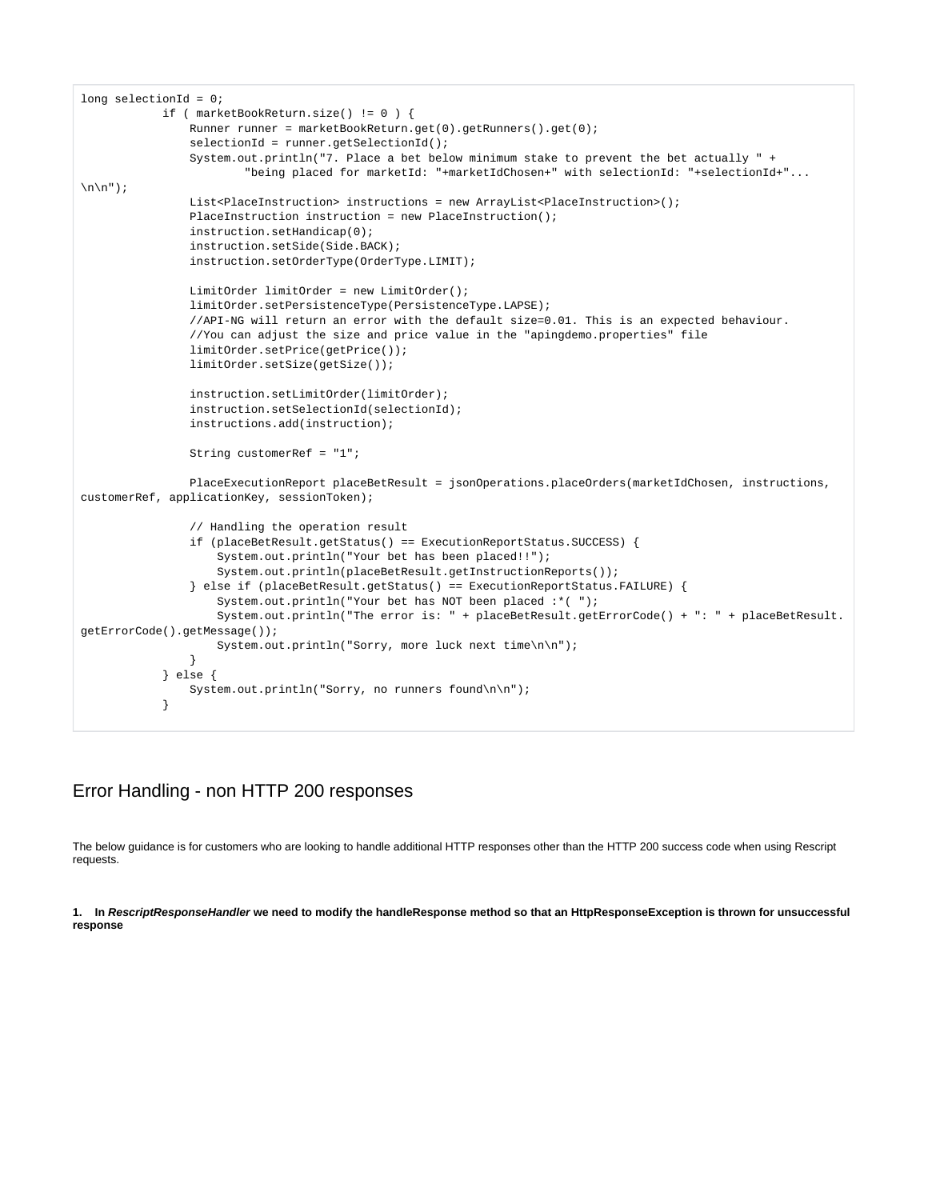```
long selectionId = 0;
            if ( marketBookReturn.size() != 0 ) {
                Runner runner = marketBookReturn.get(0).getRunners().get(0);
                selectionId = runner.getSelectionId();
                System.out.println("7. Place a bet below minimum stake to prevent the bet actually " +
                        "being placed for marketId: "+marketIdChosen+" with selectionId: "+selectionId+"...
\n\n");
                List<PlaceInstruction> instructions = new ArrayList<PlaceInstruction>();
                PlaceInstruction instruction = new PlaceInstruction();
                instruction.setHandicap(0);
                instruction.setSide(Side.BACK);
                instruction.setOrderType(OrderType.LIMIT);

                LimitOrder limitOrder = new LimitOrder();
                limitOrder.setPersistenceType(PersistenceType.LAPSE);
                //API-NG will return an error with the default size=0.01. This is an expected behaviour.
                //You can adjust the size and price value in the "apingdemo.properties" file
                limitOrder.setPrice(getPrice());
                limitOrder.setSize(getSize());

                instruction.setLimitOrder(limitOrder);
                instruction.setSelectionId(selectionId);
                instructions.add(instruction);

                String customerRef = "1";

                PlaceExecutionReport placeBetResult = jsonOperations.placeOrders(marketIdChosen, instructions,
customerRef, applicationKey, sessionToken);

                // Handling the operation result
                if (placeBetResult.getStatus() == ExecutionReportStatus.SUCCESS) {
                    System.out.println("Your bet has been placed!!");
                    System.out.println(placeBetResult.getInstructionReports());
                } else if (placeBetResult.getStatus() == ExecutionReportStatus.FAILURE) {
                    System.out.println("Your bet has NOT been placed :*( ");
                    System.out.println("The error is: " + placeBetResult.getErrorCode() + ": " + placeBetResult.
getErrorCode().getMessage());
                    System.out.println("Sorry, more luck next time\n\n");
                }
            } else {
                System.out.println("Sorry, no runners found\n\n");
            }
```

## Error Handling - non HTTP 200 responses

The below guidance is for customers who are looking to handle additional HTTP responses other than the HTTP 200 success code when using Rescript requests.

**1. In *RescriptResponseHandler* we need to modify the handleResponse method so that an HttpResponseException is thrown for unsuccessful response**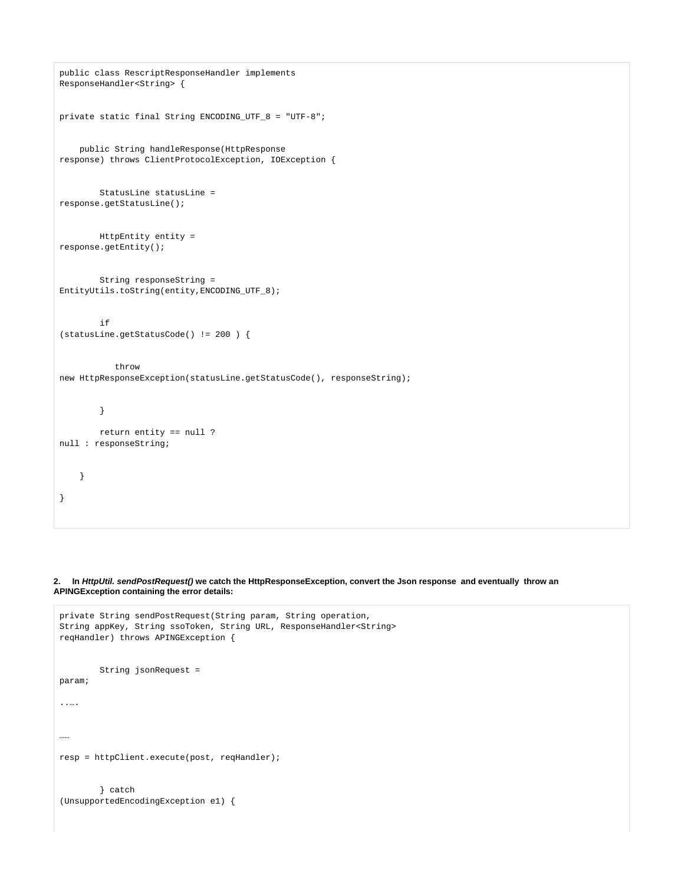```
public class RescriptResponseHandler implements
ResponseHandler<String> {


private static final String ENCODING_UTF_8 = "UTF-8";


    public String handleResponse(HttpResponse
response) throws ClientProtocolException, IOException {


        StatusLine statusLine =
response.getStatusLine();


        HttpEntity entity =
response.getEntity();


        String responseString =
EntityUtils.toString(entity,ENCODING_UTF_8);


        if
(statusLine.getStatusCode() != 200 ) {


           throw
new HttpResponseException(statusLine.getStatusCode(), responseString);


        }

        return entity == null ?
null : responseString;


    }

}
```

**2. In *HttpUtil. sendPostRequest()* we catch the HttpResponseException, convert the Json response and eventually throw an APINGException containing the error details:**

```
private String sendPostRequest(String param, String operation,
String appKey, String ssoToken, String URL, ResponseHandler<String>
reqHandler) throws APINGException {


        String jsonRequest =
param;

..….



……

resp = httpClient.execute(post, reqHandler);


        } catch
(UnsupportedEncodingException e1) {
```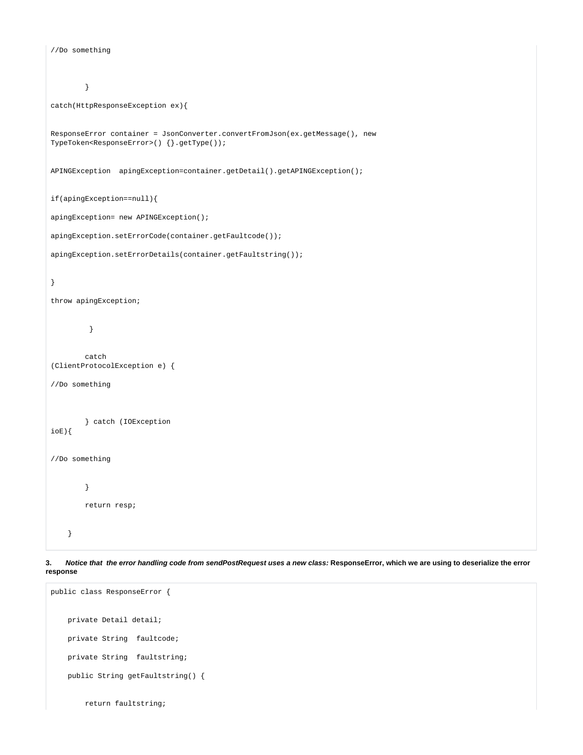```
//Do something



        }

catch(HttpResponseException ex){


ResponseError container = JsonConverter.convertFromJson(ex.getMessage(), new
TypeToken<ResponseError>() {}.getType());


APINGException  apingException=container.getDetail().getAPINGException();


if(apingException==null){

apingException= new APINGException();

apingException.setErrorCode(container.getFaultcode());

apingException.setErrorDetails(container.getFaultstring());


}

throw apingException;


         }


        catch
(ClientProtocolException e) {

//Do something



        } catch (IOException
ioE){


//Do something


        }

        return resp;


    }
```

**3.** ***Notice that the error handling code from sendPostRequest uses a new class:*** **ResponseError, which we are using to deserialize the error response**

```
public class ResponseError {


    private Detail detail;

    private String  faultcode;

    private String  faultstring;

    public String getFaultstring() {


        return faultstring;
```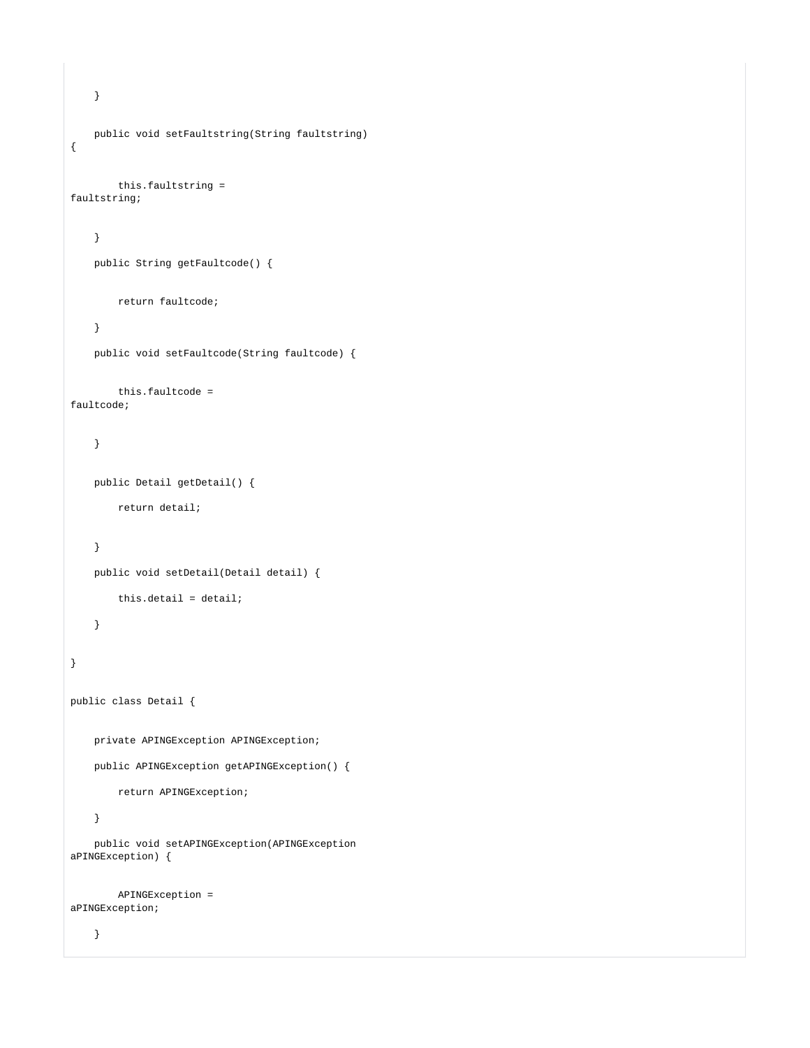```
    }

    public void setFaultstring(String faultstring)
{

        this.faultstring =
faultstring;

    }

    public String getFaultcode() {

        return faultcode;

    }

    public void setFaultcode(String faultcode) {

        this.faultcode =
faultcode;

    }

    public Detail getDetail() {

        return detail;

    }

    public void setDetail(Detail detail) {

        this.detail = detail;

    }

}

public class Detail {

    private APINGException APINGException;

    public APINGException getAPINGException() {

        return APINGException;

    }

    public void setAPINGException(APINGException
aPINGException) {

        APINGException =
aPINGException;

    }
```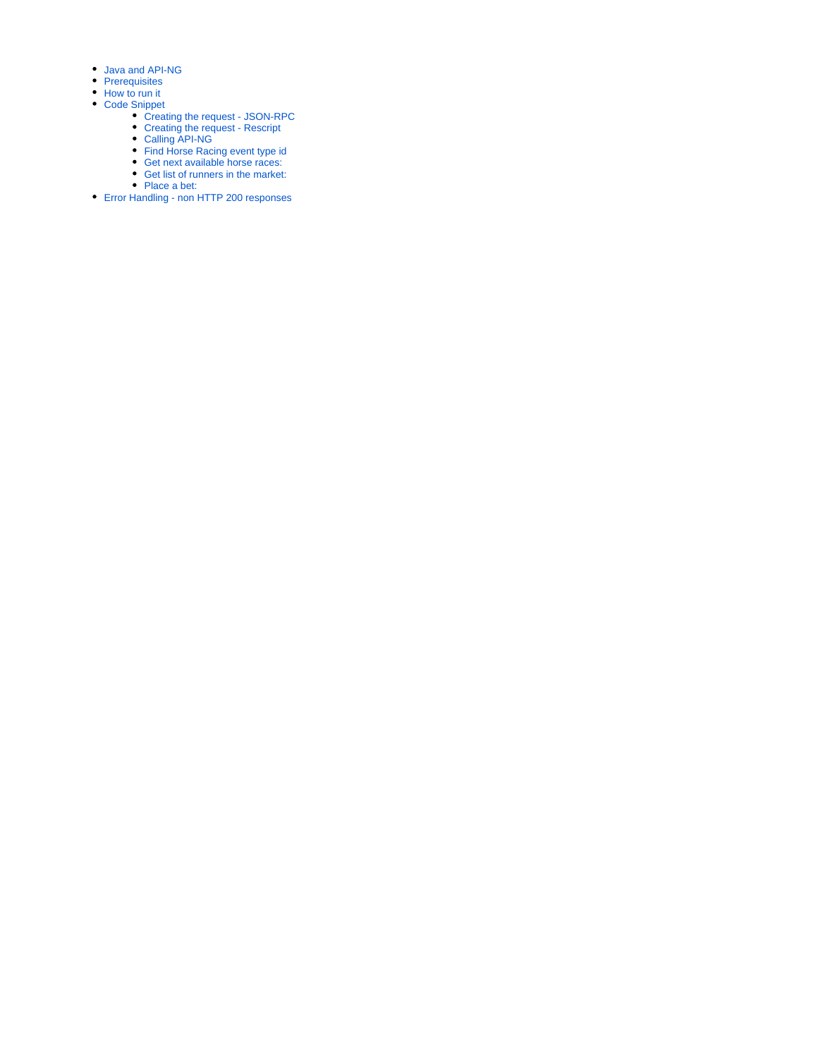- Java and API-NG
- Prerequisites
- How to run it
- Code Snippet
    - Creating the request - JSON-RPC
    - Creating the request - Rescript
    - Calling API-NG
    - Find Horse Racing event type id
    - Get next available horse races:
    - Get list of runners in the market:
    - Place a bet:
- Error Handling - non HTTP 200 responses